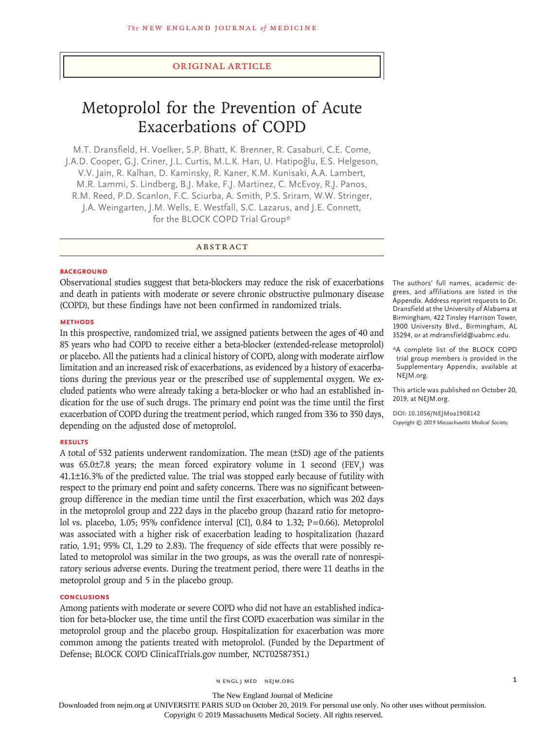Original Article

# Metoprolol for the Prevention of Acute Exacerbations of COPD

M.T. Dransfield, H. Voelker, S.P. Bhatt, K. Brenner, R. Casaburi, C.E. Come, J.A.D. Cooper, G.J. Criner, J.L. Curtis, M.L.K. Han, U. Hatipoğlu, E.S. Helgeson, V.V. Jain, R. Kalhan, D. Kaminsky, R. Kaner, K.M. Kunisaki, A.A. Lambert, M.R. Lammi, S. Lindberg, B.J. Make, F.J. Martinez, C. McEvoy, R.J. Panos, R.M. Reed, P.D. Scanlon, F.C. Sciurba, A. Smith, P.S. Sriram, W.W. Stringer, J.A. Weingarten, J.M. Wells, E. Westfall, S.C. Lazarus, and J.E. Connett, for the BLOCK COPD Trial Group*

## Abstract

### Background

Observational studies suggest that beta-blockers may reduce the risk of exacerbations and death in patients with moderate or severe chronic obstructive pulmonary disease (COPD), but these findings have not been confirmed in randomized trials.

### Methods

In this prospective, randomized trial, we assigned patients between the ages of 40 and 85 years who had COPD to receive either a beta-blocker (extended-release metoprolol) or placebo. All the patients had a clinical history of COPD, along with moderate airflow limitation and an increased risk of exacerbations, as evidenced by a history of exacerbations during the previous year or the prescribed use of supplemental oxygen. We excluded patients who were already taking a beta-blocker or who had an established indication for the use of such drugs. The primary end point was the time until the first exacerbation of COPD during the treatment period, which ranged from 336 to 350 days, depending on the adjusted dose of metoprolol.

### Results

A total of 532 patients underwent randomization. The mean (±SD) age of the patients was 65.0±7.8 years; the mean forced expiratory volume in 1 second ($FEV_1$) was 41.1±16.3% of the predicted value. The trial was stopped early because of futility with respect to the primary end point and safety concerns. There was no significant between-group difference in the median time until the first exacerbation, which was 202 days in the metoprolol group and 222 days in the placebo group (hazard ratio for metoprolol vs. placebo, 1.05; 95% confidence interval [CI], 0.84 to 1.32; P=0.66). Metoprolol was associated with a higher risk of exacerbation leading to hospitalization (hazard ratio, 1.91; 95% CI, 1.29 to 2.83). The frequency of side effects that were possibly related to metoprolol was similar in the two groups, as was the overall rate of nonrespiratory serious adverse events. During the treatment period, there were 11 deaths in the metoprolol group and 5 in the placebo group.

### Conclusions

Among patients with moderate or severe COPD who did not have an established indication for beta-blocker use, the time until the first COPD exacerbation was similar in the metoprolol group and the placebo group. Hospitalization for exacerbation was more common among the patients treated with metoprolol. (Funded by the Department of Defense; BLOCK COPD ClinicalTrials.gov number, NCT02587351.)

The authors' full names, academic degrees, and affiliations are listed in the Appendix. Address reprint requests to Dr. Dransfield at the University of Alabama at Birmingham, 422 Tinsley Harrison Tower, 1900 University Blvd., Birmingham, AL 35294, or at mdransfield@uabmc.edu.

*A complete list of the BLOCK COPD trial group members is provided in the Supplementary Appendix, available at NEJM.org.

This article was published on October 20, 2019, at NEJM.org.

DOI: 10.1056/NEJMoa1908142

*Copyright © 2019 Massachusetts Medical Society.*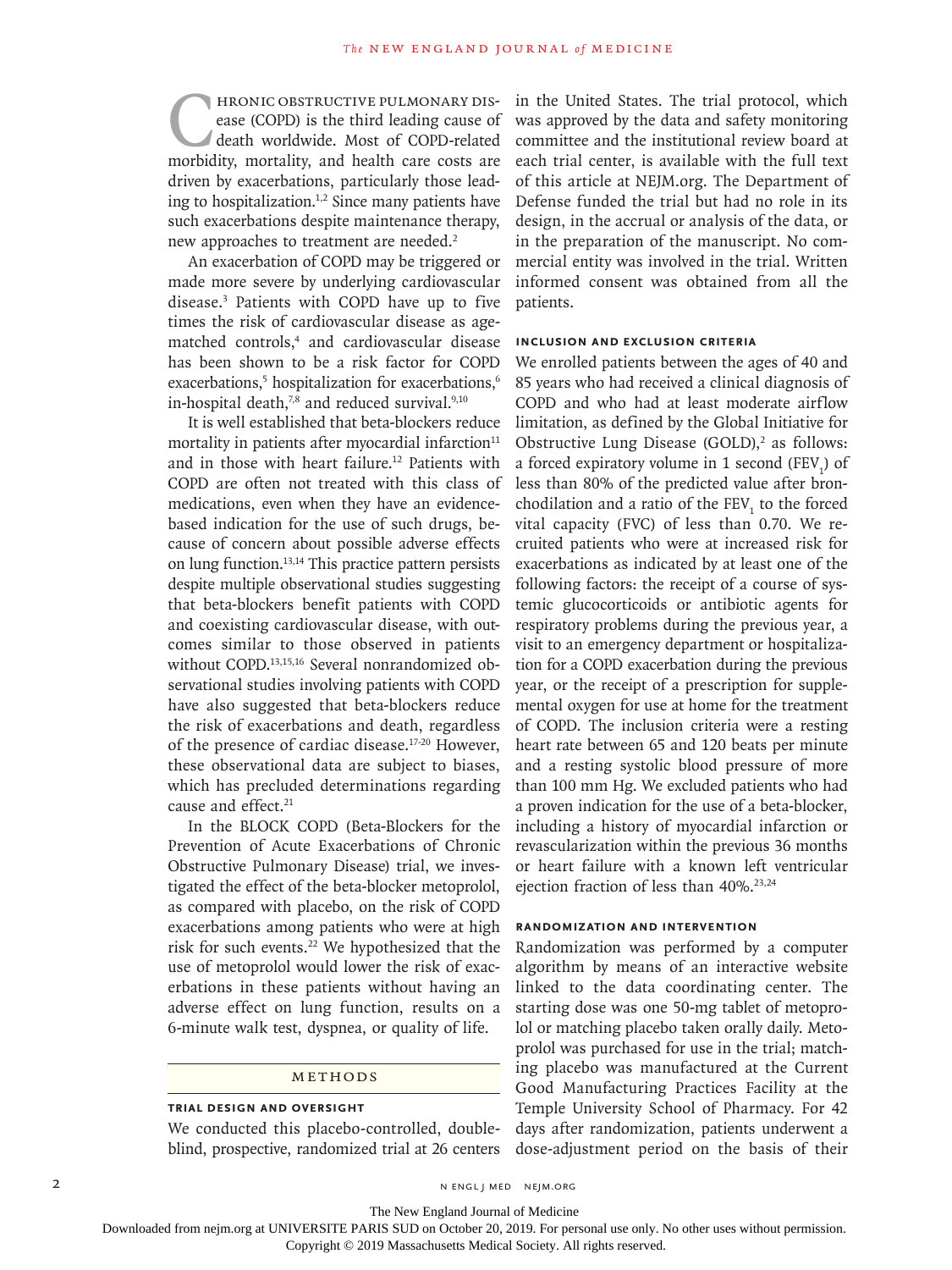Chronic obstructive pulmonary disease (COPD) is the third leading cause of death worldwide. Most of COPD-related morbidity, mortality, and health care costs are driven by exacerbations, particularly those leading to hospitalization.[1,2] Since many patients have such exacerbations despite maintenance therapy, new approaches to treatment are needed.[2]

An exacerbation of COPD may be triggered or made more severe by underlying cardiovascular disease.[3] Patients with COPD have up to five times the risk of cardiovascular disease as age-matched controls,[4] and cardiovascular disease has been shown to be a risk factor for COPD exacerbations,[5] hospitalization for exacerbations,[6] in-hospital death,[7,8] and reduced survival.[9,10]

It is well established that beta-blockers reduce mortality in patients after myocardial infarction[11] and in those with heart failure.[12] Patients with COPD are often not treated with this class of medications, even when they have an evidence-based indication for the use of such drugs, because of concern about possible adverse effects on lung function.[13,14] This practice pattern persists despite multiple observational studies suggesting that beta-blockers benefit patients with COPD and coexisting cardiovascular disease, with outcomes similar to those observed in patients without COPD.[13,15,16] Several nonrandomized observational studies involving patients with COPD have also suggested that beta-blockers reduce the risk of exacerbations and death, regardless of the presence of cardiac disease.[17-20] However, these observational data are subject to biases, which has precluded determinations regarding cause and effect.[21]

In the BLOCK COPD (Beta-Blockers for the Prevention of Acute Exacerbations of Chronic Obstructive Pulmonary Disease) trial, we investigated the effect of the beta-blocker metoprolol, as compared with placebo, on the risk of COPD exacerbations among patients who were at high risk for such events.[22] We hypothesized that the use of metoprolol would lower the risk of exacerbations in these patients without having an adverse effect on lung function, results on a 6-minute walk test, dyspnea, or quality of life.

## Methods

### Trial Design and Oversight

We conducted this placebo-controlled, double-blind, prospective, randomized trial at 26 centers in the United States. The trial protocol, which was approved by the data and safety monitoring committee and the institutional review board at each trial center, is available with the full text of this article at NEJM.org. The Department of Defense funded the trial but had no role in its design, in the accrual or analysis of the data, or in the preparation of the manuscript. No commercial entity was involved in the trial. Written informed consent was obtained from all the patients.

### Inclusion and Exclusion Criteria

We enrolled patients between the ages of 40 and 85 years who had received a clinical diagnosis of COPD and who had at least moderate airflow limitation, as defined by the Global Initiative for Obstructive Lung Disease (GOLD),[2] as follows: a forced expiratory volume in 1 second ($FEV_1$) of less than 80% of the predicted value after bronchodilation and a ratio of the $FEV_1$ to the forced vital capacity (FVC) of less than 0.70. We recruited patients who were at increased risk for exacerbations as indicated by at least one of the following factors: the receipt of a course of systemic glucocorticoids or antibiotic agents for respiratory problems during the previous year, a visit to an emergency department or hospitalization for a COPD exacerbation during the previous year, or the receipt of a prescription for supplemental oxygen for use at home for the treatment of COPD. The inclusion criteria were a resting heart rate between 65 and 120 beats per minute and a resting systolic blood pressure of more than 100 mm Hg. We excluded patients who had a proven indication for the use of a beta-blocker, including a history of myocardial infarction or revascularization within the previous 36 months or heart failure with a known left ventricular ejection fraction of less than 40%.[23,24]

### Randomization and Intervention

Randomization was performed by a computer algorithm by means of an interactive website linked to the data coordinating center. The starting dose was one 50-mg tablet of metoprolol or matching placebo taken orally daily. Metoprolol was purchased for use in the trial; matching placebo was manufactured at the Current Good Manufacturing Practices Facility at the Temple University School of Pharmacy. For 42 days after randomization, patients underwent a dose-adjustment period on the basis of their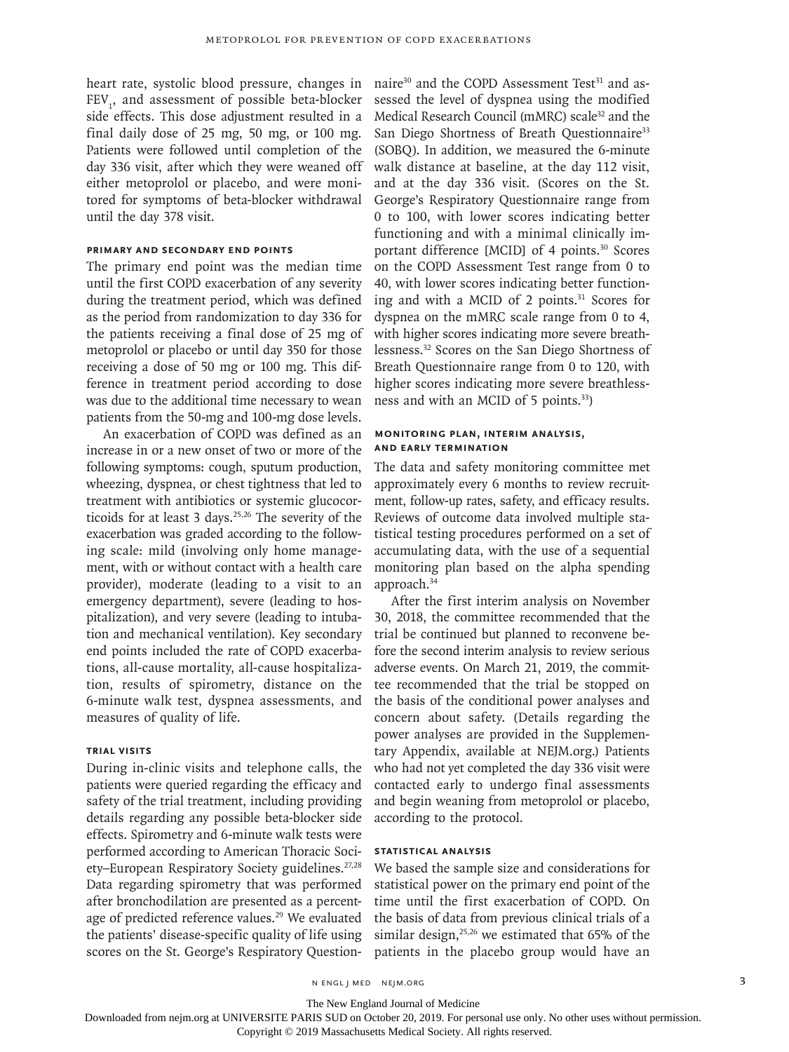heart rate, systolic blood pressure, changes in $FEV_1$, and assessment of possible beta-blocker side effects. This dose adjustment resulted in a final daily dose of 25 mg, 50 mg, or 100 mg. Patients were followed until completion of the day 336 visit, after which they were weaned off either metoprolol or placebo, and were monitored for symptoms of beta-blocker withdrawal until the day 378 visit.

### Primary and Secondary End Points

The primary end point was the median time until the first COPD exacerbation of any severity during the treatment period, which was defined as the period from randomization to day 336 for the patients receiving a final dose of 25 mg of metoprolol or placebo or until day 350 for those receiving a dose of 50 mg or 100 mg. This difference in treatment period according to dose was due to the additional time necessary to wean patients from the 50-mg and 100-mg dose levels.

An exacerbation of COPD was defined as an increase in or a new onset of two or more of the following symptoms: cough, sputum production, wheezing, dyspnea, or chest tightness that led to treatment with antibiotics or systemic glucocorticoids for at least 3 days.[25,26] The severity of the exacerbation was graded according to the following scale: mild (involving only home management, with or without contact with a health care provider), moderate (leading to a visit to an emergency department), severe (leading to hospitalization), and very severe (leading to intubation and mechanical ventilation). Key secondary end points included the rate of COPD exacerbations, all-cause mortality, all-cause hospitalization, results of spirometry, distance on the 6-minute walk test, dyspnea assessments, and measures of quality of life.

### Trial Visits

During in-clinic visits and telephone calls, the patients were queried regarding the efficacy and safety of the trial treatment, including providing details regarding any possible beta-blocker side effects. Spirometry and 6-minute walk tests were performed according to American Thoracic Society–European Respiratory Society guidelines.[27,28] Data regarding spirometry that was performed after bronchodilation are presented as a percentage of predicted reference values.[29] We evaluated the patients' disease-specific quality of life using scores on the St. George's Respiratory Questionnaire[30] and the COPD Assessment Test[31] and assessed the level of dyspnea using the modified Medical Research Council (mMRC) scale[32] and the San Diego Shortness of Breath Questionnaire[33] (SOBQ). In addition, we measured the 6-minute walk distance at baseline, at the day 112 visit, and at the day 336 visit. (Scores on the St. George's Respiratory Questionnaire range from 0 to 100, with lower scores indicating better functioning and with a minimal clinically important difference [MCID] of 4 points.[30] Scores on the COPD Assessment Test range from 0 to 40, with lower scores indicating better functioning and with a MCID of 2 points.[31] Scores for dyspnea on the mMRC scale range from 0 to 4, with higher scores indicating more severe breathlessness.[32] Scores on the San Diego Shortness of Breath Questionnaire range from 0 to 120, with higher scores indicating more severe breathlessness and with an MCID of 5 points.[33])

### Monitoring Plan, Interim Analysis, and Early Termination

The data and safety monitoring committee met approximately every 6 months to review recruitment, follow-up rates, safety, and efficacy results. Reviews of outcome data involved multiple statistical testing procedures performed on a set of accumulating data, with the use of a sequential monitoring plan based on the alpha spending approach.[34]

After the first interim analysis on November 30, 2018, the committee recommended that the trial be continued but planned to reconvene before the second interim analysis to review serious adverse events. On March 21, 2019, the committee recommended that the trial be stopped on the basis of the conditional power analyses and concern about safety. (Details regarding the power analyses are provided in the Supplementary Appendix, available at NEJM.org.) Patients who had not yet completed the day 336 visit were contacted early to undergo final assessments and begin weaning from metoprolol or placebo, according to the protocol.

### Statistical Analysis

We based the sample size and considerations for statistical power on the primary end point of the time until the first exacerbation of COPD. On the basis of data from previous clinical trials of a similar design,[25,26] we estimated that 65% of the patients in the placebo group would have an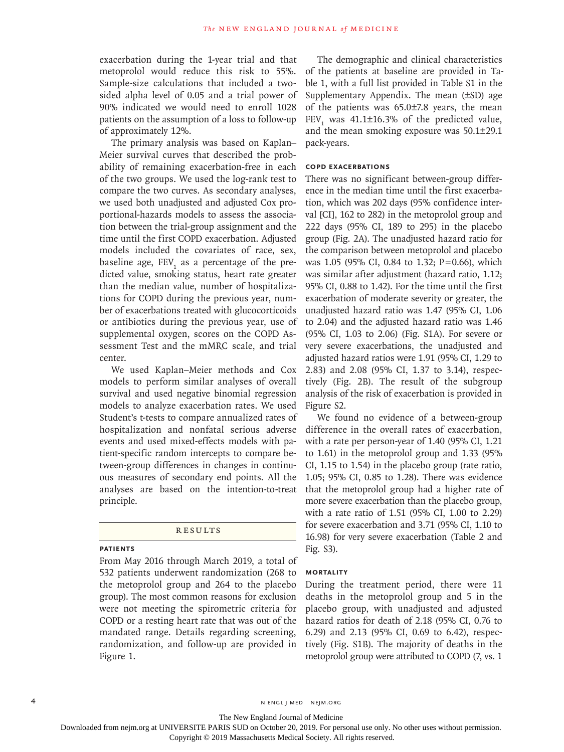exacerbation during the 1-year trial and that metoprolol would reduce this risk to 55%. Sample-size calculations that included a two-sided alpha level of 0.05 and a trial power of 90% indicated we would need to enroll 1028 patients on the assumption of a loss to follow-up of approximately 12%.

The primary analysis was based on Kaplan–Meier survival curves that described the probability of remaining exacerbation-free in each of the two groups. We used the log-rank test to compare the two curves. As secondary analyses, we used both unadjusted and adjusted Cox proportional-hazards models to assess the association between the trial-group assignment and the time until the first COPD exacerbation. Adjusted models included the covariates of race, sex, baseline age, $FEV_1$ as a percentage of the predicted value, smoking status, heart rate greater than the median value, number of hospitalizations for COPD during the previous year, number of exacerbations treated with glucocorticoids or antibiotics during the previous year, use of supplemental oxygen, scores on the COPD Assessment Test and the mMRC scale, and trial center.

We used Kaplan–Meier methods and Cox models to perform similar analyses of overall survival and used negative binomial regression models to analyze exacerbation rates. We used Student's t-tests to compare annualized rates of hospitalization and nonfatal serious adverse events and used mixed-effects models with patient-specific random intercepts to compare between-group differences in changes in continuous measures of secondary end points. All the analyses are based on the intention-to-treat principle.

## RESULTS

### PATIENTS

From May 2016 through March 2019, a total of 532 patients underwent randomization (268 to the metoprolol group and 264 to the placebo group). The most common reasons for exclusion were not meeting the spirometric criteria for COPD or a resting heart rate that was out of the mandated range. Details regarding screening, randomization, and follow-up are provided in Figure 1.

The demographic and clinical characteristics of the patients at baseline are provided in Table 1, with a full list provided in Table S1 in the Supplementary Appendix. The mean (±SD) age of the patients was 65.0±7.8 years, the mean $FEV_1$ was 41.1±16.3% of the predicted value, and the mean smoking exposure was 50.1±29.1 pack-years.

### COPD EXACERBATIONS

There was no significant between-group difference in the median time until the first exacerbation, which was 202 days (95% confidence interval [CI], 162 to 282) in the metoprolol group and 222 days (95% CI, 189 to 295) in the placebo group (Fig. 2A). The unadjusted hazard ratio for the comparison between metoprolol and placebo was 1.05 (95% CI, 0.84 to 1.32; P=0.66), which was similar after adjustment (hazard ratio, 1.12; 95% CI, 0.88 to 1.42). For the time until the first exacerbation of moderate severity or greater, the unadjusted hazard ratio was 1.47 (95% CI, 1.06 to 2.04) and the adjusted hazard ratio was 1.46 (95% CI, 1.03 to 2.06) (Fig. S1A). For severe or very severe exacerbations, the unadjusted and adjusted hazard ratios were 1.91 (95% CI, 1.29 to 2.83) and 2.08 (95% CI, 1.37 to 3.14), respectively (Fig. 2B). The result of the subgroup analysis of the risk of exacerbation is provided in Figure S2.

We found no evidence of a between-group difference in the overall rates of exacerbation, with a rate per person-year of 1.40 (95% CI, 1.21 to 1.61) in the metoprolol group and 1.33 (95% CI, 1.15 to 1.54) in the placebo group (rate ratio, 1.05; 95% CI, 0.85 to 1.28). There was evidence that the metoprolol group had a higher rate of more severe exacerbation than the placebo group, with a rate ratio of 1.51 (95% CI, 1.00 to 2.29) for severe exacerbation and 3.71 (95% CI, 1.10 to 16.98) for very severe exacerbation (Table 2 and Fig. S3).

### MORTALITY

During the treatment period, there were 11 deaths in the metoprolol group and 5 in the placebo group, with unadjusted and adjusted hazard ratios for death of 2.18 (95% CI, 0.76 to 6.29) and 2.13 (95% CI, 0.69 to 6.42), respectively (Fig. S1B). The majority of deaths in the metoprolol group were attributed to COPD (7, vs. 1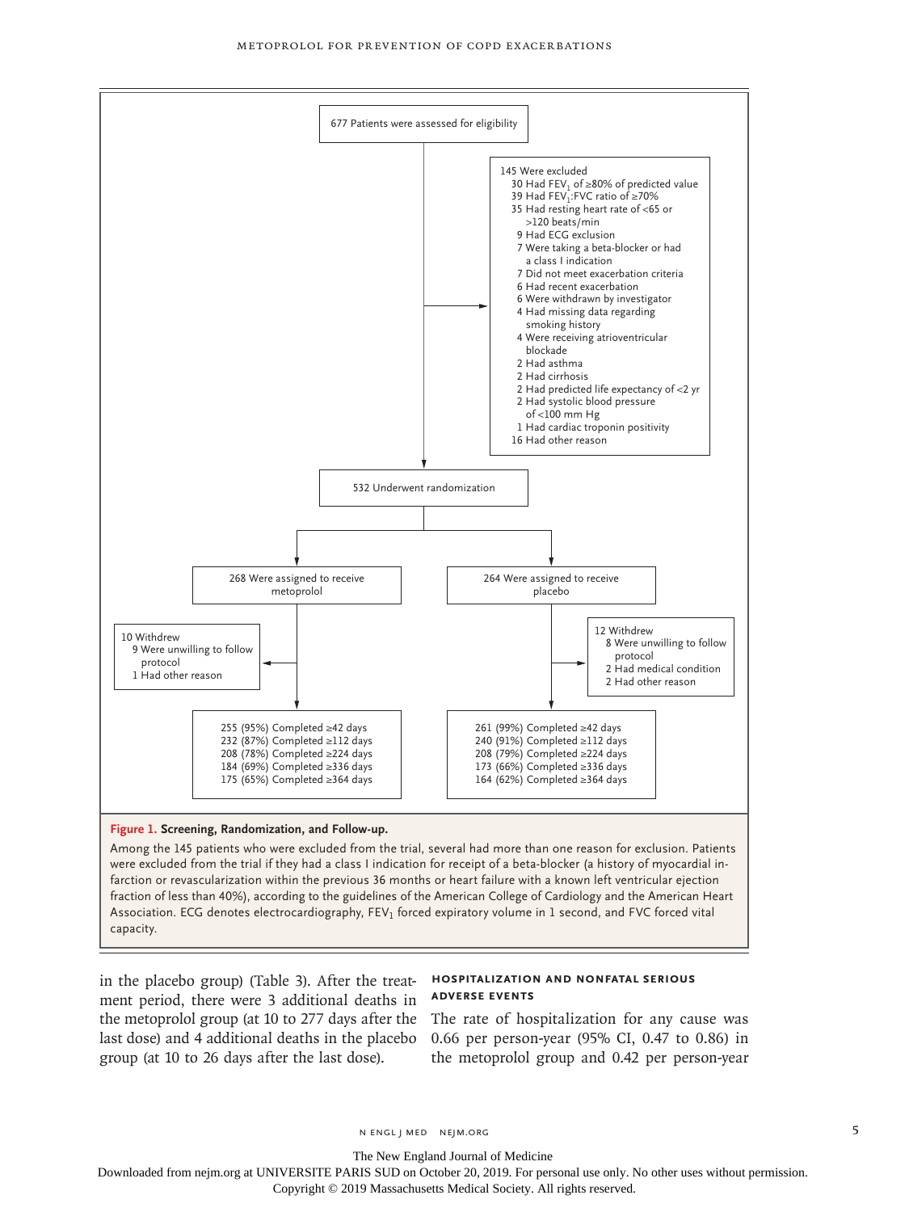677 Patients were assessed for eligibility

145 Were excluded
- 30 Had $FEV_1$ of ≥80% of predicted value
- 39 Had $FEV_1$:FVC ratio of ≥70%
- 35 Had resting heart rate of <65 or >120 beats/min
- 9 Had ECG exclusion
- 7 Were taking a beta-blocker or had a class I indication
- 7 Did not meet exacerbation criteria
- 6 Had recent exacerbation
- 6 Were withdrawn by investigator
- 4 Had missing data regarding smoking history
- 4 Were receiving atrioventricular blockade
- 2 Had asthma
- 2 Had cirrhosis
- 2 Had predicted life expectancy of <2 yr
- 2 Had systolic blood pressure of <100 mm Hg
- 1 Had cardiac troponin positivity
- 16 Had other reason

532 Underwent randomization

268 Were assigned to receive metoprolol

10 Withdrew
- 9 Were unwilling to follow protocol
- 1 Had other reason

255 (95%) Completed ≥42 days
232 (87%) Completed ≥112 days
208 (78%) Completed ≥224 days
184 (69%) Completed ≥336 days
175 (65%) Completed ≥364 days

264 Were assigned to receive placebo

12 Withdrew
- 8 Were unwilling to follow protocol
- 2 Had medical condition
- 2 Had other reason

261 (99%) Completed ≥42 days
240 (91%) Completed ≥112 days
208 (79%) Completed ≥224 days
173 (66%) Completed ≥336 days
164 (62%) Completed ≥364 days

**Figure 1. Screening, Randomization, and Follow-up.**

Among the 145 patients who were excluded from the trial, several had more than one reason for exclusion. Patients were excluded from the trial if they had a class I indication for receipt of a beta-blocker (a history of myocardial infarction or revascularization within the previous 36 months or heart failure with a known left ventricular ejection fraction of less than 40%), according to the guidelines of the American College of Cardiology and the American Heart Association. ECG denotes electrocardiography, $FEV_1$ forced expiratory volume in 1 second, and FVC forced vital capacity.

in the placebo group) (Table 3). After the treatment period, there were 3 additional deaths in the metoprolol group (at 10 to 277 days after the last dose) and 4 additional deaths in the placebo group (at 10 to 26 days after the last dose).

### HOSPITALIZATION AND NONFATAL SERIOUS ADVERSE EVENTS

The rate of hospitalization for any cause was 0.66 per person-year (95% CI, 0.47 to 0.86) in the metoprolol group and 0.42 per person-year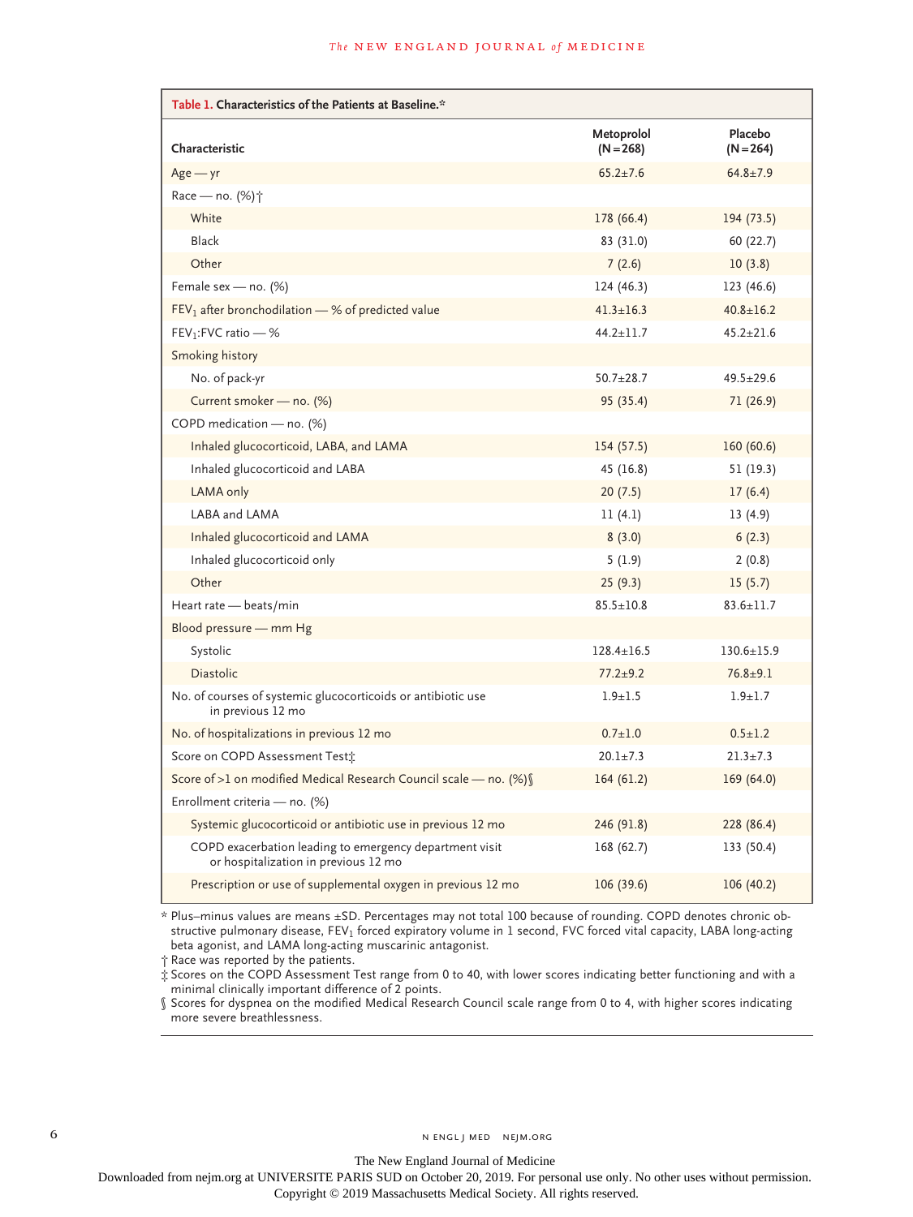**Table 1. Characteristics of the Patients at Baseline.***

| Characteristic | Metoprolol (N=268) | Placebo (N=264) |
|---|---|---|
| Age — yr | 65.2±7.6 | 64.8±7.9 |
| Race — no. (%)† | | |
| White | 178 (66.4) | 194 (73.5) |
| Black | 83 (31.0) | 60 (22.7) |
| Other | 7 (2.6) | 10 (3.8) |
| Female sex — no. (%) | 124 (46.3) | 123 (46.6) |
| $FEV_1$ after bronchodilation — % of predicted value | 41.3±16.3 | 40.8±16.2 |
| $FEV_1$:FVC ratio — % | 44.2±11.7 | 45.2±21.6 |
| Smoking history | | |
| No. of pack-yr | 50.7±28.7 | 49.5±29.6 |
| Current smoker — no. (%) | 95 (35.4) | 71 (26.9) |
| COPD medication — no. (%) | | |
| Inhaled glucocorticoid, LABA, and LAMA | 154 (57.5) | 160 (60.6) |
| Inhaled glucocorticoid and LABA | 45 (16.8) | 51 (19.3) |
| LAMA only | 20 (7.5) | 17 (6.4) |
| LABA and LAMA | 11 (4.1) | 13 (4.9) |
| Inhaled glucocorticoid and LAMA | 8 (3.0) | 6 (2.3) |
| Inhaled glucocorticoid only | 5 (1.9) | 2 (0.8) |
| Other | 25 (9.3) | 15 (5.7) |
| Heart rate — beats/min | 85.5±10.8 | 83.6±11.7 |
| Blood pressure — mm Hg | | |
| Systolic | 128.4±16.5 | 130.6±15.9 |
| Diastolic | 77.2±9.2 | 76.8±9.1 |
| No. of courses of systemic glucocorticoids or antibiotic use in previous 12 mo | 1.9±1.5 | 1.9±1.7 |
| No. of hospitalizations in previous 12 mo | 0.7±1.0 | 0.5±1.2 |
| Score on COPD Assessment Test‡ | 20.1±7.3 | 21.3±7.3 |
| Score of >1 on modified Medical Research Council scale — no. (%)§ | 164 (61.2) | 169 (64.0) |
| Enrollment criteria — no. (%) | | |
| Systemic glucocorticoid or antibiotic use in previous 12 mo | 246 (91.8) | 228 (86.4) |
| COPD exacerbation leading to emergency department visit or hospitalization in previous 12 mo | 168 (62.7) | 133 (50.4) |
| Prescription or use of supplemental oxygen in previous 12 mo | 106 (39.6) | 106 (40.2) |

\* Plus–minus values are means ±SD. Percentages may not total 100 because of rounding. COPD denotes chronic obstructive pulmonary disease, $FEV_1$ forced expiratory volume in 1 second, FVC forced vital capacity, LABA long-acting beta agonist, and LAMA long-acting muscarinic antagonist.

† Race was reported by the patients.

‡ Scores on the COPD Assessment Test range from 0 to 40, with lower scores indicating better functioning and with a minimal clinically important difference of 2 points.

§ Scores for dyspnea on the modified Medical Research Council scale range from 0 to 4, with higher scores indicating more severe breathlessness.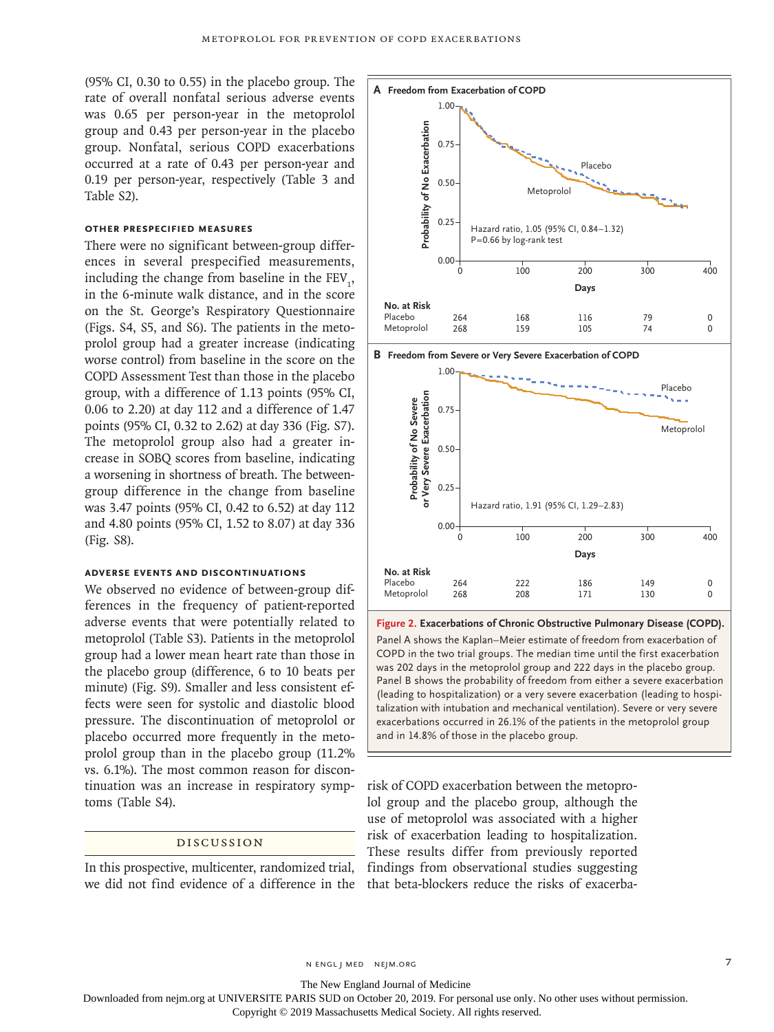(95% CI, 0.30 to 0.55) in the placebo group. The rate of overall nonfatal serious adverse events was 0.65 per person-year in the metoprolol group and 0.43 per person-year in the placebo group. Nonfatal, serious COPD exacerbations occurred at a rate of 0.43 per person-year and 0.19 per person-year, respectively (Table 3 and Table S2).

### OTHER PRESPECIFIED MEASURES

There were no significant between-group differences in several prespecified measurements, including the change from baseline in the $FEV_1$, in the 6-minute walk distance, and in the score on the St. George's Respiratory Questionnaire (Figs. S4, S5, and S6). The patients in the metoprolol group had a greater increase (indicating worse control) from baseline in the score on the COPD Assessment Test than those in the placebo group, with a difference of 1.13 points (95% CI, 0.06 to 2.20) at day 112 and a difference of 1.47 points (95% CI, 0.32 to 2.62) at day 336 (Fig. S7). The metoprolol group also had a greater increase in SOBQ scores from baseline, indicating a worsening in shortness of breath. The between-group difference in the change from baseline was 3.47 points (95% CI, 0.42 to 6.52) at day 112 and 4.80 points (95% CI, 1.52 to 8.07) at day 336 (Fig. S8).

### ADVERSE EVENTS AND DISCONTINUATIONS

We observed no evidence of between-group differences in the frequency of patient-reported adverse events that were potentially related to metoprolol (Table S3). Patients in the metoprolol group had a lower mean heart rate than those in the placebo group (difference, 6 to 10 beats per minute) (Fig. S9). Smaller and less consistent effects were seen for systolic and diastolic blood pressure. The discontinuation of metoprolol or placebo occurred more frequently in the metoprolol group than in the placebo group (11.2% vs. 6.1%). The most common reason for discontinuation was an increase in respiratory symptoms (Table S4).

**A Freedom from Exacerbation of COPD**

Hazard ratio, 1.05 (95% CI, 0.84–1.32)
P=0.66 by log-rank test

| No. at Risk | 0 | 100 | 200 | 300 | 400 |
|---|---|---|---|---|---|
| Placebo | 264 | 168 | 116 | 79 | 0 |
| Metoprolol | 268 | 159 | 105 | 74 | 0 |

**B Freedom from Severe or Very Severe Exacerbation of COPD**

Hazard ratio, 1.91 (95% CI, 1.29–2.83)

| No. at Risk | 0 | 100 | 200 | 300 | 400 |
|---|---|---|---|---|---|
| Placebo | 264 | 222 | 186 | 149 | 0 |
| Metoprolol | 268 | 208 | 171 | 130 | 0 |

**Figure 2. Exacerbations of Chronic Obstructive Pulmonary Disease (COPD).**
Panel A shows the Kaplan–Meier estimate of freedom from exacerbation of COPD in the two trial groups. The median time until the first exacerbation was 202 days in the metoprolol group and 222 days in the placebo group. Panel B shows the probability of freedom from either a severe exacerbation (leading to hospitalization) or a very severe exacerbation (leading to hospitalization with intubation and mechanical ventilation). Severe or very severe exacerbations occurred in 26.1% of the patients in the metoprolol group and in 14.8% of those in the placebo group.

## DISCUSSION

In this prospective, multicenter, randomized trial, we did not find evidence of a difference in the risk of COPD exacerbation between the metoprolol group and the placebo group, although the use of metoprolol was associated with a higher risk of exacerbation leading to hospitalization. These results differ from previously reported findings from observational studies suggesting that beta-blockers reduce the risks of exacerba-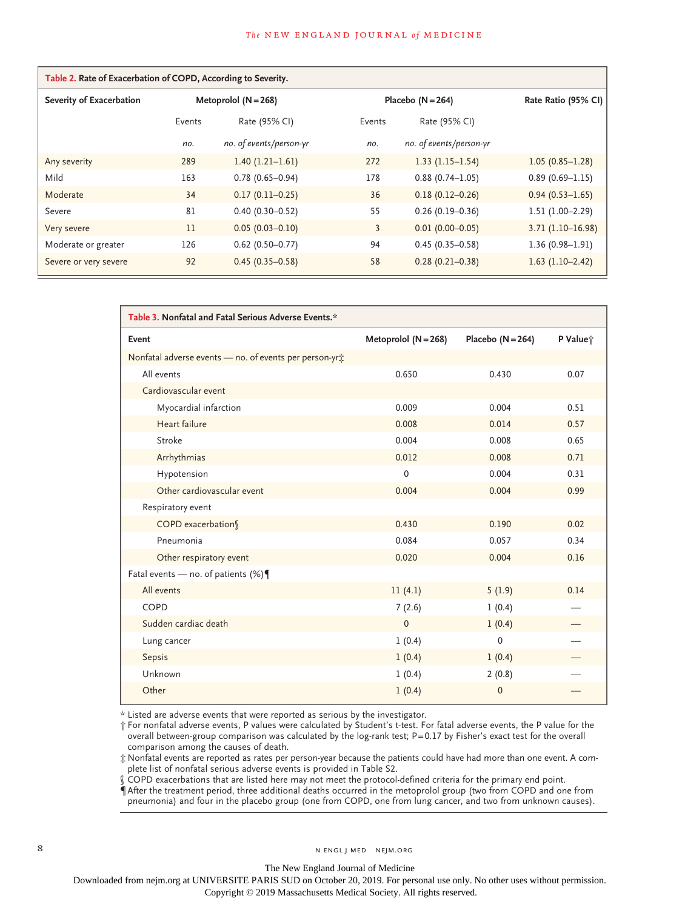**Table 2. Rate of Exacerbation of COPD, According to Severity.**

| Severity of Exacerbation | Metoprolol (N=268) | | Placebo (N=264) | | Rate Ratio (95% CI) |
|---|---|---|---|---|---|
| | Events | Rate (95% CI) | Events | Rate (95% CI) | |
| | *no.* | *no. of events/person-yr* | *no.* | *no. of events/person-yr* | |
| Any severity | 289 | 1.40 (1.21–1.61) | 272 | 1.33 (1.15–1.54) | 1.05 (0.85–1.28) |
| Mild | 163 | 0.78 (0.65–0.94) | 178 | 0.88 (0.74–1.05) | 0.89 (0.69–1.15) |
| Moderate | 34 | 0.17 (0.11–0.25) | 36 | 0.18 (0.12–0.26) | 0.94 (0.53–1.65) |
| Severe | 81 | 0.40 (0.30–0.52) | 55 | 0.26 (0.19–0.36) | 1.51 (1.00–2.29) |
| Very severe | 11 | 0.05 (0.03–0.10) | 3 | 0.01 (0.00–0.05) | 3.71 (1.10–16.98) |
| Moderate or greater | 126 | 0.62 (0.50–0.77) | 94 | 0.45 (0.35–0.58) | 1.36 (0.98–1.91) |
| Severe or very severe | 92 | 0.45 (0.35–0.58) | 58 | 0.28 (0.21–0.38) | 1.63 (1.10–2.42) |

**Table 3. Nonfatal and Fatal Serious Adverse Events.***

| Event | Metoprolol (N=268) | Placebo (N=264) | P Value† |
|---|---|---|---|
| Nonfatal adverse events — no. of events per person-yr‡ | | | |
| All events | 0.650 | 0.430 | 0.07 |
| Cardiovascular event | | | |
| Myocardial infarction | 0.009 | 0.004 | 0.51 |
| Heart failure | 0.008 | 0.014 | 0.57 |
| Stroke | 0.004 | 0.008 | 0.65 |
| Arrhythmias | 0.012 | 0.008 | 0.71 |
| Hypotension | 0 | 0.004 | 0.31 |
| Other cardiovascular event | 0.004 | 0.004 | 0.99 |
| Respiratory event | | | |
| COPD exacerbation§ | 0.430 | 0.190 | 0.02 |
| Pneumonia | 0.084 | 0.057 | 0.34 |
| Other respiratory event | 0.020 | 0.004 | 0.16 |
| Fatal events — no. of patients (%)¶ | | | |
| All events | 11 (4.1) | 5 (1.9) | 0.14 |
| COPD | 7 (2.6) | 1 (0.4) | — |
| Sudden cardiac death | 0 | 1 (0.4) | — |
| Lung cancer | 1 (0.4) | 0 | — |
| Sepsis | 1 (0.4) | 1 (0.4) | — |
| Unknown | 1 (0.4) | 2 (0.8) | — |
| Other | 1 (0.4) | 0 | — |

\* Listed are adverse events that were reported as serious by the investigator.

† For nonfatal adverse events, P values were calculated by Student's t-test. For fatal adverse events, the P value for the overall between-group comparison was calculated by the log-rank test; P=0.17 by Fisher's exact test for the overall comparison among the causes of death.

‡ Nonfatal events are reported as rates per person-year because the patients could have had more than one event. A complete list of nonfatal serious adverse events is provided in Table S2.

§ COPD exacerbations that are listed here may not meet the protocol-defined criteria for the primary end point.

¶ After the treatment period, three additional deaths occurred in the metoprolol group (two from COPD and one from pneumonia) and four in the placebo group (one from COPD, one from lung cancer, and two from unknown causes).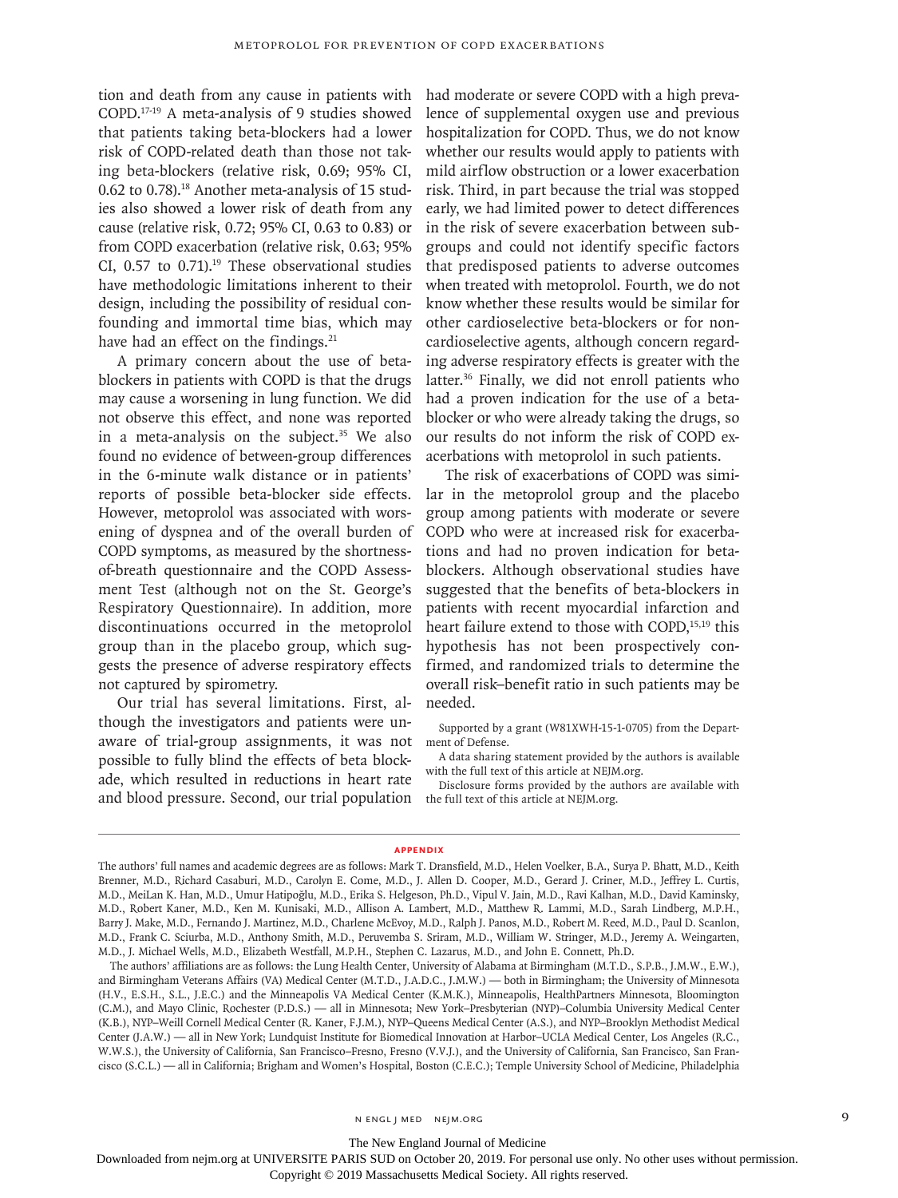tion and death from any cause in patients with COPD.[17-19] A meta-analysis of 9 studies showed that patients taking beta-blockers had a lower risk of COPD-related death than those not taking beta-blockers (relative risk, 0.69; 95% CI, 0.62 to 0.78).[18] Another meta-analysis of 15 studies also showed a lower risk of death from any cause (relative risk, 0.72; 95% CI, 0.63 to 0.83) or from COPD exacerbation (relative risk, 0.63; 95% CI, 0.57 to 0.71).[19] These observational studies have methodologic limitations inherent to their design, including the possibility of residual confounding and immortal time bias, which may have had an effect on the findings.[21]

A primary concern about the use of beta-blockers in patients with COPD is that the drugs may cause a worsening in lung function. We did not observe this effect, and none was reported in a meta-analysis on the subject.[35] We also found no evidence of between-group differences in the 6-minute walk distance or in patients' reports of possible beta-blocker side effects. However, metoprolol was associated with worsening of dyspnea and of the overall burden of COPD symptoms, as measured by the shortness-of-breath questionnaire and the COPD Assessment Test (although not on the St. George's Respiratory Questionnaire). In addition, more discontinuations occurred in the metoprolol group than in the placebo group, which suggests the presence of adverse respiratory effects not captured by spirometry.

Our trial has several limitations. First, although the investigators and patients were unaware of trial-group assignments, it was not possible to fully blind the effects of beta blockade, which resulted in reductions in heart rate and blood pressure. Second, our trial population had moderate or severe COPD with a high prevalence of supplemental oxygen use and previous hospitalization for COPD. Thus, we do not know whether our results would apply to patients with mild airflow obstruction or a lower exacerbation risk. Third, in part because the trial was stopped early, we had limited power to detect differences in the risk of severe exacerbation between subgroups and could not identify specific factors that predisposed patients to adverse outcomes when treated with metoprolol. Fourth, we do not know whether these results would be similar for other cardioselective beta-blockers or for noncardioselective agents, although concern regarding adverse respiratory effects is greater with the latter.[36] Finally, we did not enroll patients who had a proven indication for the use of a beta-blocker or who were already taking the drugs, so our results do not inform the risk of COPD exacerbations with metoprolol in such patients.

The risk of exacerbations of COPD was similar in the metoprolol group and the placebo group among patients with moderate or severe COPD who were at increased risk for exacerbations and had no proven indication for beta-blockers. Although observational studies have suggested that the benefits of beta-blockers in patients with recent myocardial infarction and heart failure extend to those with COPD,[15,19] this hypothesis has not been prospectively confirmed, and randomized trials to determine the overall risk–benefit ratio in such patients may be needed.

Supported by a grant (W81XWH-15-1-0705) from the Department of Defense.

A data sharing statement provided by the authors is available with the full text of this article at NEJM.org.

Disclosure forms provided by the authors are available with the full text of this article at NEJM.org.

## Appendix

The authors' full names and academic degrees are as follows: Mark T. Dransfield, M.D., Helen Voelker, B.A., Surya P. Bhatt, M.D., Keith Brenner, M.D., Richard Casaburi, M.D., Carolyn E. Come, M.D., J. Allen D. Cooper, M.D., Gerard J. Criner, M.D., Jeffrey L. Curtis, M.D., MeiLan K. Han, M.D., Umur Hatipoğlu, M.D., Erika S. Helgeson, Ph.D., Vipul V. Jain, M.D., Ravi Kalhan, M.D., David Kaminsky, M.D., Robert Kaner, M.D., Ken M. Kunisaki, M.D., Allison A. Lambert, M.D., Matthew R. Lammi, M.D., Sarah Lindberg, M.P.H., Barry J. Make, M.D., Fernando J. Martinez, M.D., Charlene McEvoy, M.D., Ralph J. Panos, M.D., Robert M. Reed, M.D., Paul D. Scanlon, M.D., Frank C. Sciurba, M.D., Anthony Smith, M.D., Peruvemba S. Sriram, M.D., William W. Stringer, M.D., Jeremy A. Weingarten, M.D., J. Michael Wells, M.D., Elizabeth Westfall, M.P.H., Stephen C. Lazarus, M.D., and John E. Connett, Ph.D.

The authors' affiliations are as follows: the Lung Health Center, University of Alabama at Birmingham (M.T.D., S.P.B., J.M.W., E.W.), and Birmingham Veterans Affairs (VA) Medical Center (M.T.D., J.A.D.C., J.M.W.) — both in Birmingham; the University of Minnesota (H.V., E.S.H., S.L., J.E.C.) and the Minneapolis VA Medical Center (K.M.K.), Minneapolis, HealthPartners Minnesota, Bloomington (C.M.), and Mayo Clinic, Rochester (P.D.S.) — all in Minnesota; New York–Presbyterian (NYP)–Columbia University Medical Center (K.B.), NYP–Weill Cornell Medical Center (R. Kaner, F.J.M.), NYP–Queens Medical Center (A.S.), and NYP–Brooklyn Methodist Medical Center (J.A.W.) — all in New York; Lundquist Institute for Biomedical Innovation at Harbor–UCLA Medical Center, Los Angeles (R.C., W.W.S.), the University of California, San Francisco–Fresno, Fresno (V.V.J.), and the University of California, San Francisco, San Francisco (S.C.L.) — all in California; Brigham and Women's Hospital, Boston (C.E.C.); Temple University School of Medicine, Philadelphia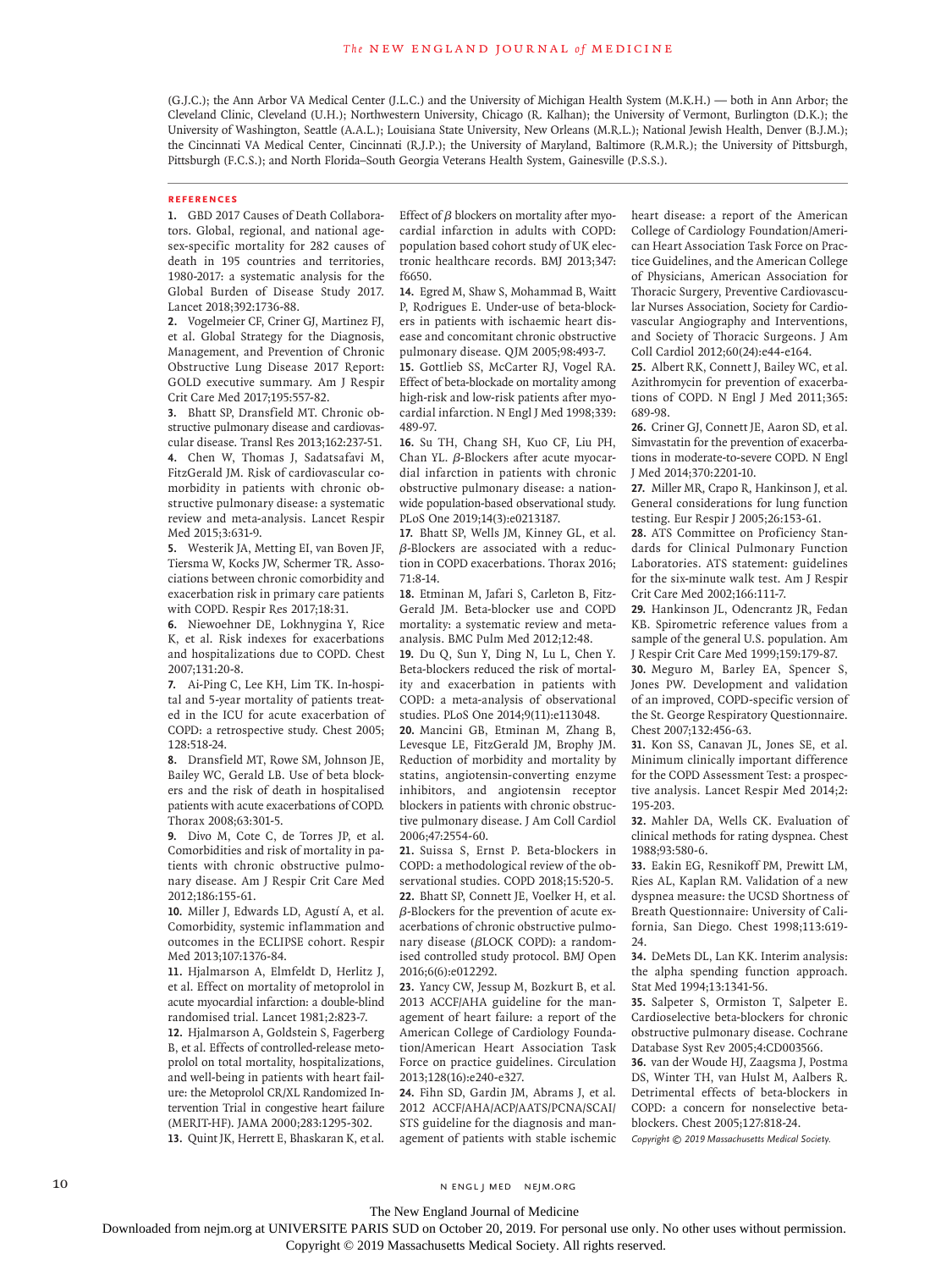(G.J.C.); the Ann Arbor VA Medical Center (J.L.C.) and the University of Michigan Health System (M.K.H.) — both in Ann Arbor; the Cleveland Clinic, Cleveland (U.H.); Northwestern University, Chicago (R. Kalhan); the University of Vermont, Burlington (D.K.); the University of Washington, Seattle (A.A.L.); Louisiana State University, New Orleans (M.R.L.); National Jewish Health, Denver (B.J.M.); the Cincinnati VA Medical Center, Cincinnati (R.J.P.); the University of Maryland, Baltimore (R.M.R.); the University of Pittsburgh, Pittsburgh (F.C.S.); and North Florida–South Georgia Veterans Health System, Gainesville (P.S.S.).

## REFERENCES

1. GBD 2017 Causes of Death Collaborators. Global, regional, and national age-sex-specific mortality for 282 causes of death in 195 countries and territories, 1980-2017: a systematic analysis for the Global Burden of Disease Study 2017. Lancet 2018;392:1736-88.
2. Vogelmeier CF, Criner GJ, Martinez FJ, et al. Global Strategy for the Diagnosis, Management, and Prevention of Chronic Obstructive Lung Disease 2017 Report: GOLD executive summary. Am J Respir Crit Care Med 2017;195:557-82.
3. Bhatt SP, Dransfield MT. Chronic obstructive pulmonary disease and cardiovascular disease. Transl Res 2013;162:237-51.
4. Chen W, Thomas J, Sadatsafavi M, FitzGerald JM. Risk of cardiovascular comorbidity in patients with chronic obstructive pulmonary disease: a systematic review and meta-analysis. Lancet Respir Med 2015;3:631-9.
5. Westerik JA, Metting EI, van Boven JF, Tiersma W, Kocks JW, Schermer TR. Associations between chronic comorbidity and exacerbation risk in primary care patients with COPD. Respir Res 2017;18:31.
6. Niewoehner DE, Lokhnygina Y, Rice K, et al. Risk indexes for exacerbations and hospitalizations due to COPD. Chest 2007;131:20-8.
7. Ai-Ping C, Lee KH, Lim TK. In-hospital and 5-year mortality of patients treated in the ICU for acute exacerbation of COPD: a retrospective study. Chest 2005;128:518-24.
8. Dransfield MT, Rowe SM, Johnson JE, Bailey WC, Gerald LB. Use of beta blockers and the risk of death in hospitalised patients with acute exacerbations of COPD. Thorax 2008;63:301-5.
9. Divo M, Cote C, de Torres JP, et al. Comorbidities and risk of mortality in patients with chronic obstructive pulmonary disease. Am J Respir Crit Care Med 2012;186:155-61.
10. Miller J, Edwards LD, Agustí A, et al. Comorbidity, systemic inflammation and outcomes in the ECLIPSE cohort. Respir Med 2013;107:1376-84.
11. Hjalmarson A, Elmfeldt D, Herlitz J, et al. Effect on mortality of metoprolol in acute myocardial infarction: a double-blind randomised trial. Lancet 1981;2:823-7.
12. Hjalmarson A, Goldstein S, Fagerberg B, et al. Effects of controlled-release metoprolol on total mortality, hospitalizations, and well-being in patients with heart failure: the Metoprolol CR/XL Randomized Intervention Trial in congestive heart failure (MERIT-HF). JAMA 2000;283:1295-302.
13. Quint JK, Herrett E, Bhaskaran K, et al. Effect of β blockers on mortality after myocardial infarction in adults with COPD: population based cohort study of UK electronic healthcare records. BMJ 2013;347:f6650.
14. Egred M, Shaw S, Mohammad B, Waitt P, Rodrigues E. Under-use of beta-blockers in patients with ischaemic heart disease and concomitant chronic obstructive pulmonary disease. QJM 2005;98:493-7.
15. Gottlieb SS, McCarter RJ, Vogel RA. Effect of beta-blockade on mortality among high-risk and low-risk patients after myocardial infarction. N Engl J Med 1998;339:489-97.
16. Su TH, Chang SH, Kuo CF, Liu PH, Chan YL. β-Blockers after acute myocardial infarction in patients with chronic obstructive pulmonary disease: a nationwide population-based observational study. PLoS One 2019;14(3):e0213187.
17. Bhatt SP, Wells JM, Kinney GL, et al. β-Blockers are associated with a reduction in COPD exacerbations. Thorax 2016;71:8-14.
18. Etminan M, Jafari S, Carleton B, FitzGerald JM. Beta-blocker use and COPD mortality: a systematic review and meta-analysis. BMC Pulm Med 2012;12:48.
19. Du Q, Sun Y, Ding N, Lu L, Chen Y. Beta-blockers reduced the risk of mortality and exacerbation in patients with COPD: a meta-analysis of observational studies. PLoS One 2014;9(11):e113048.
20. Mancini GB, Etminan M, Zhang B, Levesque LE, FitzGerald JM, Brophy JM. Reduction of morbidity and mortality by statins, angiotensin-converting enzyme inhibitors, and angiotensin receptor blockers in patients with chronic obstructive pulmonary disease. J Am Coll Cardiol 2006;47:2554-60.
21. Suissa S, Ernst P. Beta-blockers in COPD: a methodological review of the observational studies. COPD 2018;15:520-5.
22. Bhatt SP, Connett JE, Voelker H, et al. β-Blockers for the prevention of acute exacerbations of chronic obstructive pulmonary disease (βLOCK COPD): a randomised controlled study protocol. BMJ Open 2016;6(6):e012292.
23. Yancy CW, Jessup M, Bozkurt B, et al. 2013 ACCF/AHA guideline for the management of heart failure: a report of the American College of Cardiology Foundation/American Heart Association Task Force on practice guidelines. Circulation 2013;128(16):e240-e327.
24. Fihn SD, Gardin JM, Abrams J, et al. 2012 ACCF/AHA/ACP/AATS/PCNA/SCAI/STS guideline for the diagnosis and management of patients with stable ischemic heart disease: a report of the American College of Cardiology Foundation/American Heart Association Task Force on Practice Guidelines, and the American College of Physicians, American Association for Thoracic Surgery, Preventive Cardiovascular Nurses Association, Society for Cardiovascular Angiography and Interventions, and Society of Thoracic Surgeons. J Am Coll Cardiol 2012;60(24):e44-e164.
25. Albert RK, Connett J, Bailey WC, et al. Azithromycin for prevention of exacerbations of COPD. N Engl J Med 2011;365:689-98.
26. Criner GJ, Connett JE, Aaron SD, et al. Simvastatin for the prevention of exacerbations in moderate-to-severe COPD. N Engl J Med 2014;370:2201-10.
27. Miller MR, Crapo R, Hankinson J, et al. General considerations for lung function testing. Eur Respir J 2005;26:153-61.
28. ATS Committee on Proficiency Standards for Clinical Pulmonary Function Laboratories. ATS statement: guidelines for the six-minute walk test. Am J Respir Crit Care Med 2002;166:111-7.
29. Hankinson JL, Odencrantz JR, Fedan KB. Spirometric reference values from a sample of the general U.S. population. Am J Respir Crit Care Med 1999;159:179-87.
30. Meguro M, Barley EA, Spencer S, Jones PW. Development and validation of an improved, COPD-specific version of the St. George Respiratory Questionnaire. Chest 2007;132:456-63.
31. Kon SS, Canavan JL, Jones SE, et al. Minimum clinically important difference for the COPD Assessment Test: a prospective analysis. Lancet Respir Med 2014;2:195-203.
32. Mahler DA, Wells CK. Evaluation of clinical methods for rating dyspnea. Chest 1988;93:580-6.
33. Eakin EG, Resnikoff PM, Prewitt LM, Ries AL, Kaplan RM. Validation of a new dyspnea measure: the UCSD Shortness of Breath Questionnaire: University of California, San Diego. Chest 1998;113:619-24.
34. DeMets DL, Lan KK. Interim analysis: the alpha spending function approach. Stat Med 1994;13:1341-56.
35. Salpeter S, Ormiston T, Salpeter E. Cardioselective beta-blockers for chronic obstructive pulmonary disease. Cochrane Database Syst Rev 2005;4:CD003566.
36. van der Woude HJ, Zaagsma J, Postma DS, Winter TH, van Hulst M, Aalbers R. Detrimental effects of beta-blockers in COPD: a concern for nonselective beta-blockers. Chest 2005;127:818-24.

*Copyright © 2019 Massachusetts Medical Society.*